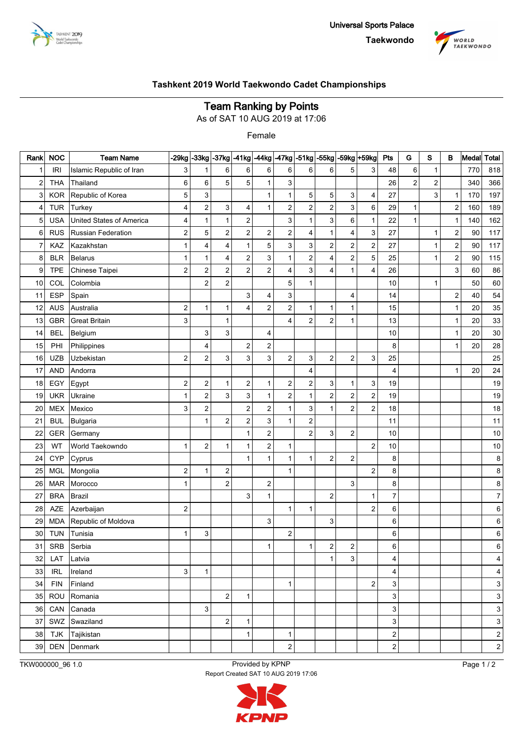Universal Sports Palace

Taekwondo

## Tashkent 2019 World Taekwondo Cadet Championships

# Team Ranking by Points

As of SAT 10 AUG 2019 at 17:06

Female

| Rank | NOC | Team Name | -29kg | -33kg | -37kg | -41kg | -44kg | -47kg | -51kg | -55kg | -59kg | +59kg | Pts | G | S | B | Medal | Total |
|---|---|---|---|---|---|---|---|---|---|---|---|---|---|---|---|---|---|---|
| 1 | IRI | Islamic Republic of Iran | 3 | 1 | 6 | 6 | 6 | 6 | 6 | 6 | 5 | 3 | 48 | 6 | 1 | | 770 | 818 |
| 2 | THA | Thailand | 6 | 6 | 5 | 5 | 1 | 3 | | | | | 26 | 2 | 2 | | 340 | 366 |
| 3 | KOR | Republic of Korea | 5 | 3 | | | 1 | 1 | 5 | 5 | 3 | 4 | 27 | | 3 | 1 | 170 | 197 |
| 4 | TUR | Turkey | 4 | 2 | 3 | 4 | 1 | 2 | 2 | 2 | 3 | 6 | 29 | 1 | | 2 | 160 | 189 |
| 5 | USA | United States of America | 4 | 1 | 1 | 2 | | 3 | 1 | 3 | 6 | 1 | 22 | 1 | | 1 | 140 | 162 |
| 6 | RUS | Russian Federation | 2 | 5 | 2 | 2 | 2 | 2 | 4 | 1 | 4 | 3 | 27 | | 1 | 2 | 90 | 117 |
| 7 | KAZ | Kazakhstan | 1 | 4 | 4 | 1 | 5 | 3 | 3 | 2 | 2 | 2 | 27 | | 1 | 2 | 90 | 117 |
| 8 | BLR | Belarus | 1 | 1 | 4 | 2 | 3 | 1 | 2 | 4 | 2 | 5 | 25 | | 1 | 2 | 90 | 115 |
| 9 | TPE | Chinese Taipei | 2 | 2 | 2 | 2 | 2 | 4 | 3 | 4 | 1 | 4 | 26 | | | 3 | 60 | 86 |
| 10 | COL | Colombia | | 2 | 2 | | | 5 | 1 | | | | 10 | | 1 | | 50 | 60 |
| 11 | ESP | Spain | | | | 3 | 4 | 3 | | | 4 | | 14 | | | 2 | 40 | 54 |
| 12 | AUS | Australia | 2 | 1 | 1 | 4 | 2 | 2 | 1 | 1 | 1 | | 15 | | | 1 | 20 | 35 |
| 13 | GBR | Great Britain | 3 | | 1 | | | 4 | 2 | 2 | 1 | | 13 | | | 1 | 20 | 33 |
| 14 | BEL | Belgium | | 3 | 3 | | 4 | | | | | | 10 | | | 1 | 20 | 30 |
| 15 | PHI | Philippines | | 4 | | 2 | 2 | | | | | | 8 | | | 1 | 20 | 28 |
| 16 | UZB | Uzbekistan | 2 | 2 | 3 | 3 | 3 | 2 | 3 | 2 | 2 | 3 | 25 | | | | | 25 |
| 17 | AND | Andorra | | | | | | | 4 | | | | 4 | | | 1 | 20 | 24 |
| 18 | EGY | Egypt | 2 | 2 | 1 | 2 | 1 | 2 | 2 | 3 | 1 | 3 | 19 | | | | | 19 |
| 19 | UKR | Ukraine | 1 | 2 | 3 | 3 | 1 | 2 | 1 | 2 | 2 | 2 | 19 | | | | | 19 |
| 20 | MEX | Mexico | 3 | 2 | | 2 | 2 | 1 | 3 | 1 | 2 | 2 | 18 | | | | | 18 |
| 21 | BUL | Bulgaria | | 1 | 2 | 2 | 3 | 1 | 2 | | | | 11 | | | | | 11 |
| 22 | GER | Germany | | | | 1 | 2 | | 2 | 3 | 2 | | 10 | | | | | 10 |
| 23 | WT | World Taekowndo | 1 | 2 | 1 | 1 | 2 | 1 | | | | 2 | 10 | | | | | 10 |
| 24 | CYP | Cyprus | | | | 1 | 1 | 1 | 1 | 2 | 2 | | 8 | | | | | 8 |
| 25 | MGL | Mongolia | 2 | 1 | 2 | | | 1 | | | | 2 | 8 | | | | | 8 |
| 26 | MAR | Morocco | 1 | | 2 | | 2 | | | | 3 | | 8 | | | | | 8 |
| 27 | BRA | Brazil | | | | 3 | 1 | | | 2 | | 1 | 7 | | | | | 7 |
| 28 | AZE | Azerbaijan | 2 | | | | | 1 | 1 | | | 2 | 6 | | | | | 6 |
| 29 | MDA | Republic of Moldova | | | | | 3 | | | 3 | | | 6 | | | | | 6 |
| 30 | TUN | Tunisia | 1 | 3 | | | | 2 | | | | | 6 | | | | | 6 |
| 31 | SRB | Serbia | | | | | 1 | | 1 | 2 | 2 | | 6 | | | | | 6 |
| 32 | LAT | Latvia | | | | | | | | 1 | 3 | | 4 | | | | | 4 |
| 33 | IRL | Ireland | 3 | 1 | | | | | | | | | 4 | | | | | 4 |
| 34 | FIN | Finland | | | | | | 1 | | | | 2 | 3 | | | | | 3 |
| 35 | ROU | Romania | | | 2 | 1 | | | | | | | 3 | | | | | 3 |
| 36 | CAN | Canada | | 3 | | | | | | | | | 3 | | | | | 3 |
| 37 | SWZ | Swaziland | | | 2 | 1 | | | | | | | 3 | | | | | 3 |
| 38 | TJK | Tajikistan | | | | 1 | | 1 | | | | | 2 | | | | | 2 |
| 39 | DEN | Denmark | | | | | | 2 | | | | | 2 | | | | | 2 |

TKW000000_96 1.0

Provided by KPNP

Report Created SAT 10 AUG 2019 17:06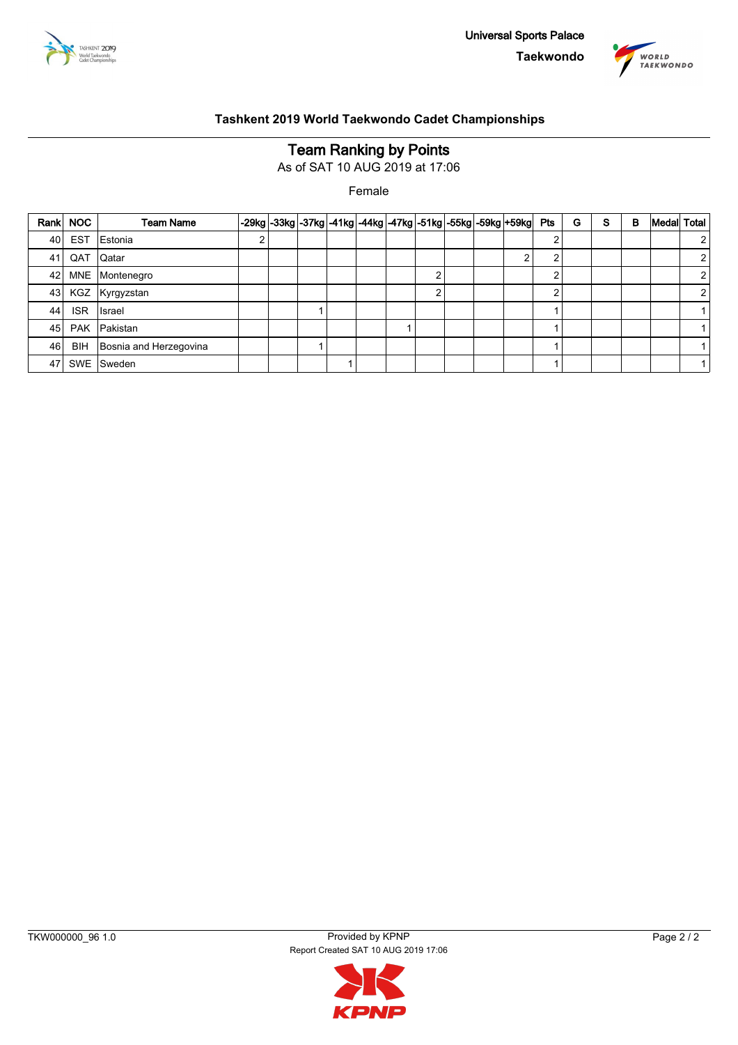Universal Sports Palace

Taekwondo

## Tashkent 2019 World Taekwondo Cadet Championships

# Team Ranking by Points

As of SAT 10 AUG 2019 at 17:06

Female

| Rank | NOC | Team Name | -29kg | -33kg | -37kg | -41kg | -44kg | -47kg | -51kg | -55kg | -59kg | +59kg | Pts | G | S | B | Medal | Total |
|---|---|---|---|---|---|---|---|---|---|---|---|---|---|---|---|---|---|---|
| 40 | EST | Estonia | 2 | | | | | | | | | | 2 | | | | | 2 |
| 41 | QAT | Qatar | | | | | | | | | | 2 | 2 | | | | | 2 |
| 42 | MNE | Montenegro | | | | | | | 2 | | | | 2 | | | | | 2 |
| 43 | KGZ | Kyrgyzstan | | | | | | | 2 | | | | 2 | | | | | 2 |
| 44 | ISR | Israel | | | 1 | | | | | | | | 1 | | | | | 1 |
| 45 | PAK | Pakistan | | | | | | 1 | | | | | 1 | | | | | 1 |
| 46 | BIH | Bosnia and Herzegovina | | | 1 | | | | | | | | 1 | | | | | 1 |
| 47 | SWE | Sweden | | | | 1 | | | | | | | 1 | | | | | 1 |

TKW000000_96 1.0

Provided by KPNP

Report Created SAT 10 AUG 2019 17:06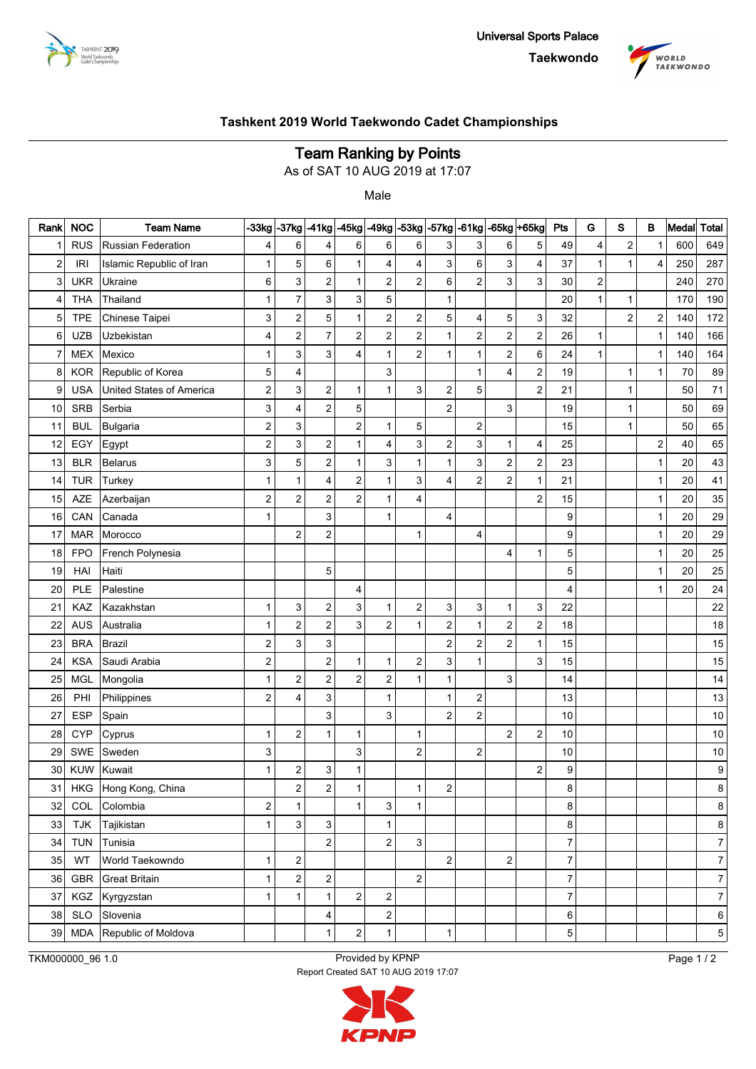Universal Sports Palace

Taekwondo

## Tashkent 2019 World Taekwondo Cadet Championships

# Team Ranking by Points

As of SAT 10 AUG 2019 at 17:07

Male

| Rank | NOC | Team Name | -33kg | -37kg | -41kg | -45kg | -49kg | -53kg | -57kg | -61kg | -65kg | +65kg | Pts | G | S | B | Medal | Total |
|---|---|---|---|---|---|---|---|---|---|---|---|---|---|---|---|---|---|---|
| 1 | RUS | Russian Federation | 4 | 6 | 4 | 6 | 6 | 6 | 3 | 3 | 6 | 5 | 49 | 4 | 2 | 1 | 600 | 649 |
| 2 | IRI | Islamic Republic of Iran | 1 | 5 | 6 | 1 | 4 | 4 | 3 | 6 | 3 | 4 | 37 | 1 | 1 | 4 | 250 | 287 |
| 3 | UKR | Ukraine | 6 | 3 | 2 | 1 | 2 | 2 | 6 | 2 | 3 | 3 | 30 | 2 | | | 240 | 270 |
| 4 | THA | Thailand | 1 | 7 | 3 | 3 | 5 | | 1 | | | | 20 | 1 | 1 | | 170 | 190 |
| 5 | TPE | Chinese Taipei | 3 | 2 | 5 | 1 | 2 | 2 | 5 | 4 | 5 | 3 | 32 | | 2 | 2 | 140 | 172 |
| 6 | UZB | Uzbekistan | 4 | 2 | 7 | 2 | 2 | 2 | 1 | 2 | 2 | 2 | 26 | 1 | | 1 | 140 | 166 |
| 7 | MEX | Mexico | 1 | 3 | 3 | 4 | 1 | 2 | 1 | 1 | 2 | 6 | 24 | 1 | | 1 | 140 | 164 |
| 8 | KOR | Republic of Korea | 5 | 4 | | | 3 | | | 1 | 4 | 2 | 19 | | 1 | 1 | 70 | 89 |
| 9 | USA | United States of America | 2 | 3 | 2 | 1 | 1 | 3 | 2 | 5 | | 2 | 21 | | 1 | | 50 | 71 |
| 10 | SRB | Serbia | 3 | 4 | 2 | 5 | | | 2 | | 3 | | 19 | | 1 | | 50 | 69 |
| 11 | BUL | Bulgaria | 2 | 3 | | 2 | 1 | 5 | | 2 | | | 15 | | 1 | | 50 | 65 |
| 12 | EGY | Egypt | 2 | 3 | 2 | 1 | 4 | 3 | 2 | 3 | 1 | 4 | 25 | | | 2 | 40 | 65 |
| 13 | BLR | Belarus | 3 | 5 | 2 | 1 | 3 | 1 | 1 | 3 | 2 | 2 | 23 | | | 1 | 20 | 43 |
| 14 | TUR | Turkey | 1 | 1 | 4 | 2 | 1 | 3 | 4 | 2 | 2 | 1 | 21 | | | 1 | 20 | 41 |
| 15 | AZE | Azerbaijan | 2 | 2 | 2 | 2 | 1 | 4 | | | | 2 | 15 | | | 1 | 20 | 35 |
| 16 | CAN | Canada | 1 | | 3 | | 1 | | 4 | | | | 9 | | | 1 | 20 | 29 |
| 17 | MAR | Morocco | | 2 | 2 | | | 1 | | 4 | | | 9 | | | 1 | 20 | 29 |
| 18 | FPO | French Polynesia | | | | | | | | | 4 | 1 | 5 | | | 1 | 20 | 25 |
| 19 | HAI | Haiti | | | 5 | | | | | | | | 5 | | | 1 | 20 | 25 |
| 20 | PLE | Palestine | | | | 4 | | | | | | | 4 | | | 1 | 20 | 24 |
| 21 | KAZ | Kazakhstan | 1 | 3 | 2 | 3 | 1 | 2 | 3 | 3 | 1 | 3 | 22 | | | | | 22 |
| 22 | AUS | Australia | 1 | 2 | 2 | 3 | 2 | 1 | 2 | 1 | 2 | 2 | 18 | | | | | 18 |
| 23 | BRA | Brazil | 2 | 3 | 3 | | | | 2 | 2 | 2 | 1 | 15 | | | | | 15 |
| 24 | KSA | Saudi Arabia | 2 | | 2 | 1 | 1 | 2 | 3 | 1 | | 3 | 15 | | | | | 15 |
| 25 | MGL | Mongolia | 1 | 2 | 2 | 2 | 2 | 1 | 1 | | 3 | | 14 | | | | | 14 |
| 26 | PHI | Philippines | 2 | 4 | 3 | | 1 | | 1 | 2 | | | 13 | | | | | 13 |
| 27 | ESP | Spain | | | 3 | | 3 | | 2 | 2 | | | 10 | | | | | 10 |
| 28 | CYP | Cyprus | 1 | 2 | 1 | 1 | | 1 | | | 2 | 2 | 10 | | | | | 10 |
| 29 | SWE | Sweden | 3 | | | 3 | | 2 | | 2 | | | 10 | | | | | 10 |
| 30 | KUW | Kuwait | 1 | 2 | 3 | 1 | | | | | | 2 | 9 | | | | | 9 |
| 31 | HKG | Hong Kong, China | | 2 | 2 | 1 | | 1 | 2 | | | | 8 | | | | | 8 |
| 32 | COL | Colombia | 2 | 1 | | 1 | 3 | 1 | | | | | 8 | | | | | 8 |
| 33 | TJK | Tajikistan | 1 | 3 | 3 | | 1 | | | | | | 8 | | | | | 8 |
| 34 | TUN | Tunisia | | | 2 | | 2 | 3 | | | | | 7 | | | | | 7 |
| 35 | WT | World Taekwondo | 1 | 2 | | | | | 2 | | 2 | | 7 | | | | | 7 |
| 36 | GBR | Great Britain | 1 | 2 | 2 | | | 2 | | | | | 7 | | | | | 7 |
| 37 | KGZ | Kyrgyzstan | 1 | 1 | 1 | 2 | 2 | | | | | | 7 | | | | | 7 |
| 38 | SLO | Slovenia | | | 4 | | 2 | | | | | | 6 | | | | | 6 |
| 39 | MDA | Republic of Moldova | | | 1 | 2 | 1 | | 1 | | | | 5 | | | | | 5 |

TKM000000_96 1.0

Provided by KPNP

Report Created SAT 10 AUG 2019 17:07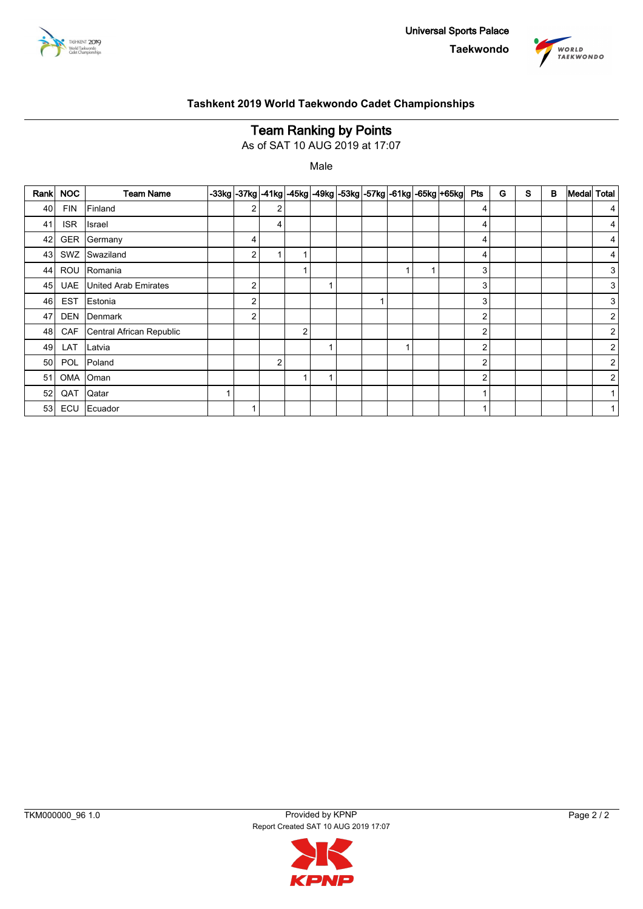Universal Sports Palace

Taekwondo

## Tashkent 2019 World Taekwondo Cadet Championships

# Team Ranking by Points

As of SAT 10 AUG 2019 at 17:07

Male

| Rank | NOC | Team Name | -33kg | -37kg | -41kg | -45kg | -49kg | -53kg | -57kg | -61kg | -65kg | +65kg | Pts | G | S | B | Medal | Total |
|---|---|---|---|---|---|---|---|---|---|---|---|---|---|---|---|---|---|---|
| 40 | FIN | Finland | | 2 | 2 | | | | | | | | 4 | | | | | 4 |
| 41 | ISR | Israel | | | 4 | | | | | | | | 4 | | | | | 4 |
| 42 | GER | Germany | | 4 | | | | | | | | | 4 | | | | | 4 |
| 43 | SWZ | Swaziland | | 2 | 1 | 1 | | | | | | | 4 | | | | | 4 |
| 44 | ROU | Romania | | | | 1 | | | | 1 | 1 | | 3 | | | | | 3 |
| 45 | UAE | United Arab Emirates | | 2 | | | 1 | | | | | | 3 | | | | | 3 |
| 46 | EST | Estonia | | 2 | | | | | 1 | | | | 3 | | | | | 3 |
| 47 | DEN | Denmark | | 2 | | | | | | | | | 2 | | | | | 2 |
| 48 | CAF | Central African Republic | | | | 2 | | | | | | | 2 | | | | | 2 |
| 49 | LAT | Latvia | | | | | 1 | | | 1 | | | 2 | | | | | 2 |
| 50 | POL | Poland | | | 2 | | | | | | | | 2 | | | | | 2 |
| 51 | OMA | Oman | | | | 1 | 1 | | | | | | 2 | | | | | 2 |
| 52 | QAT | Qatar | 1 | | | | | | | | | | 1 | | | | | 1 |
| 53 | ECU | Ecuador | | 1 | | | | | | | | | 1 | | | | | 1 |

TKM000000_96 1.0

Provided by KPNP

Report Created SAT 10 AUG 2019 17:07